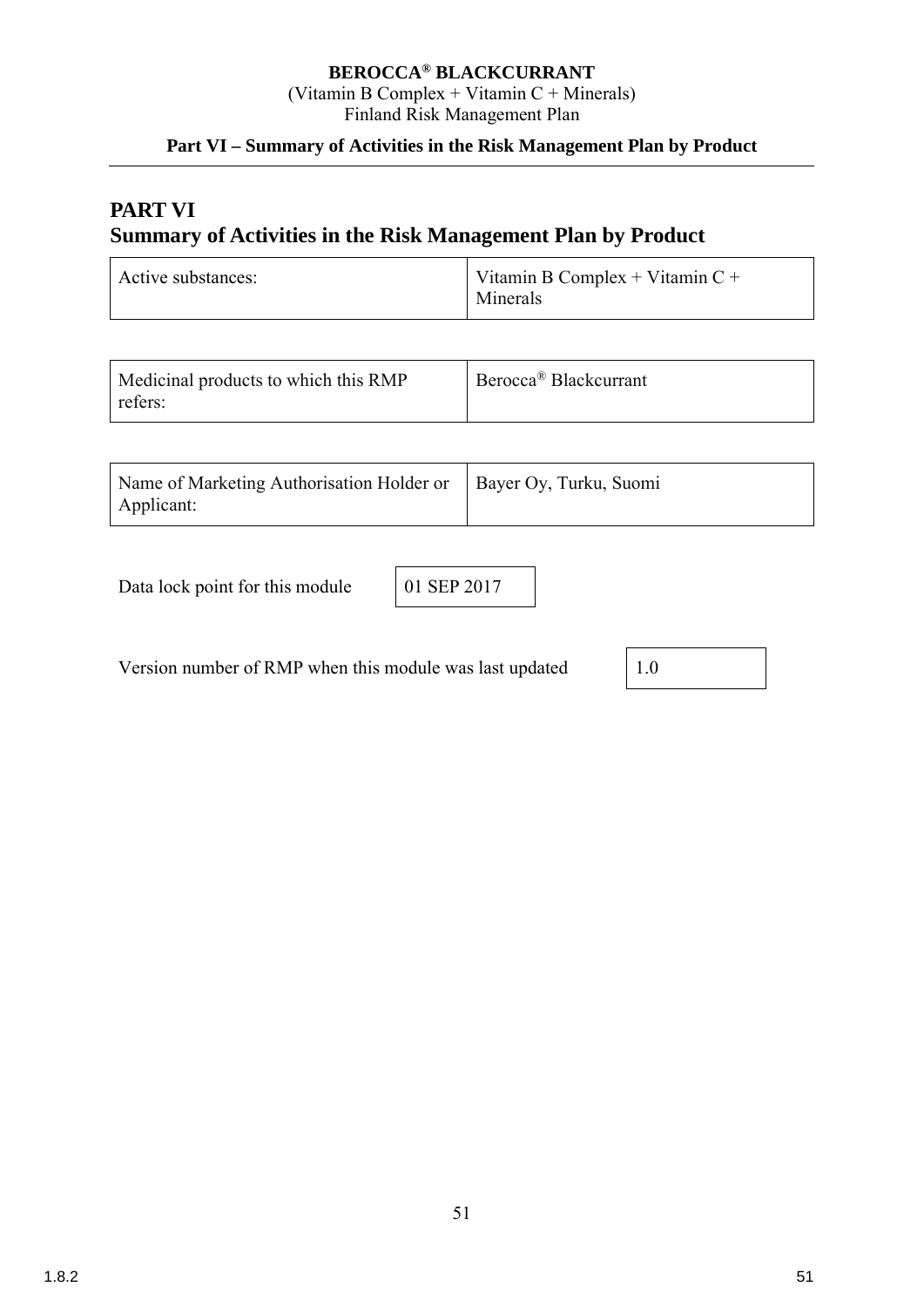# PART VI
# Summary of Activities in the Risk Management Plan by Product

| Active substances: | Vitamin B Complex + Vitamin C + Minerals |
|---|---|

| Medicinal products to which this RMP refers: | Berocca® Blackcurrant |
|---|---|

| Name of Marketing Authorisation Holder or Applicant: | Bayer Oy, Turku, Suomi |
|---|---|

| Data lock point for this module | 01 SEP 2017 |
|---|---|

| Version number of RMP when this module was last updated | 1.0 |
|---|---|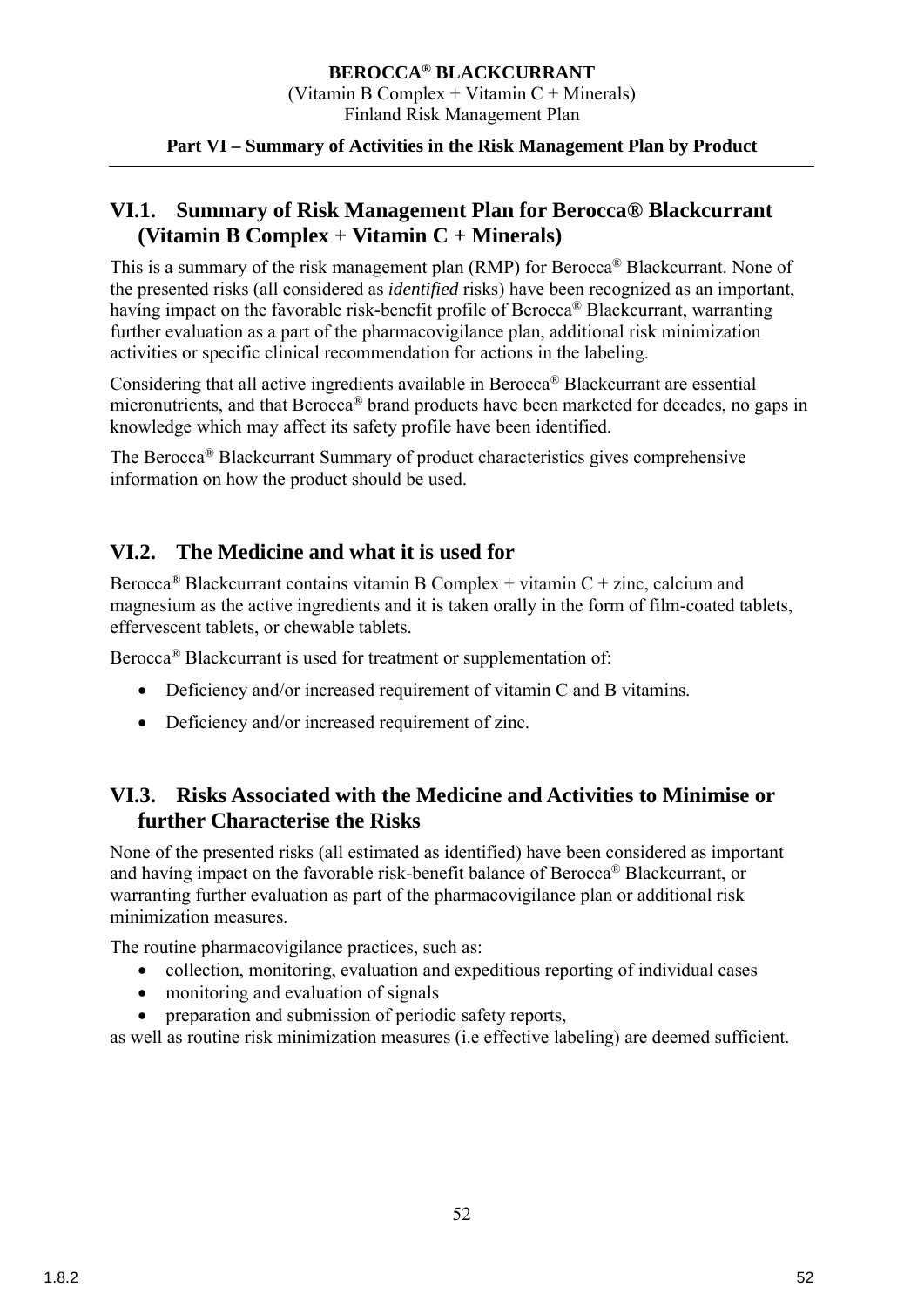## VI.1. Summary of Risk Management Plan for Berocca® Blackcurrant (Vitamin B Complex + Vitamin C + Minerals)

This is a summary of the risk management plan (RMP) for Berocca® Blackcurrant. None of the presented risks (all considered as *identified* risks) have been recognized as an important, havíng impact on the favorable risk-benefit profile of Berocca® Blackcurrant, warranting further evaluation as a part of the pharmacovigilance plan, additional risk minimization activities or specific clinical recommendation for actions in the labeling.

Considering that all active ingredients available in Berocca® Blackcurrant are essential micronutrients, and that Berocca® brand products have been marketed for decades, no gaps in knowledge which may affect its safety profile have been identified.

The Berocca® Blackcurrant Summary of product characteristics gives comprehensive information on how the product should be used.

## VI.2. The Medicine and what it is used for

Berocca® Blackcurrant contains vitamin B Complex + vitamin C + zinc, calcium and magnesium as the active ingredients and it is taken orally in the form of film-coated tablets, effervescent tablets, or chewable tablets.

Berocca® Blackcurrant is used for treatment or supplementation of:

- Deficiency and/or increased requirement of vitamin C and B vitamins.
- Deficiency and/or increased requirement of zinc.

## VI.3. Risks Associated with the Medicine and Activities to Minimise or further Characterise the Risks

None of the presented risks (all estimated as identified) have been considered as important and havíng impact on the favorable risk-benefit balance of Berocca® Blackcurrant, or warranting further evaluation as part of the pharmacovigilance plan or additional risk minimization measures.

The routine pharmacovigilance practices, such as:

- collection, monitoring, evaluation and expeditious reporting of individual cases
- monitoring and evaluation of signals
- preparation and submission of periodic safety reports,

as well as routine risk minimization measures (i.e effective labeling) are deemed sufficient.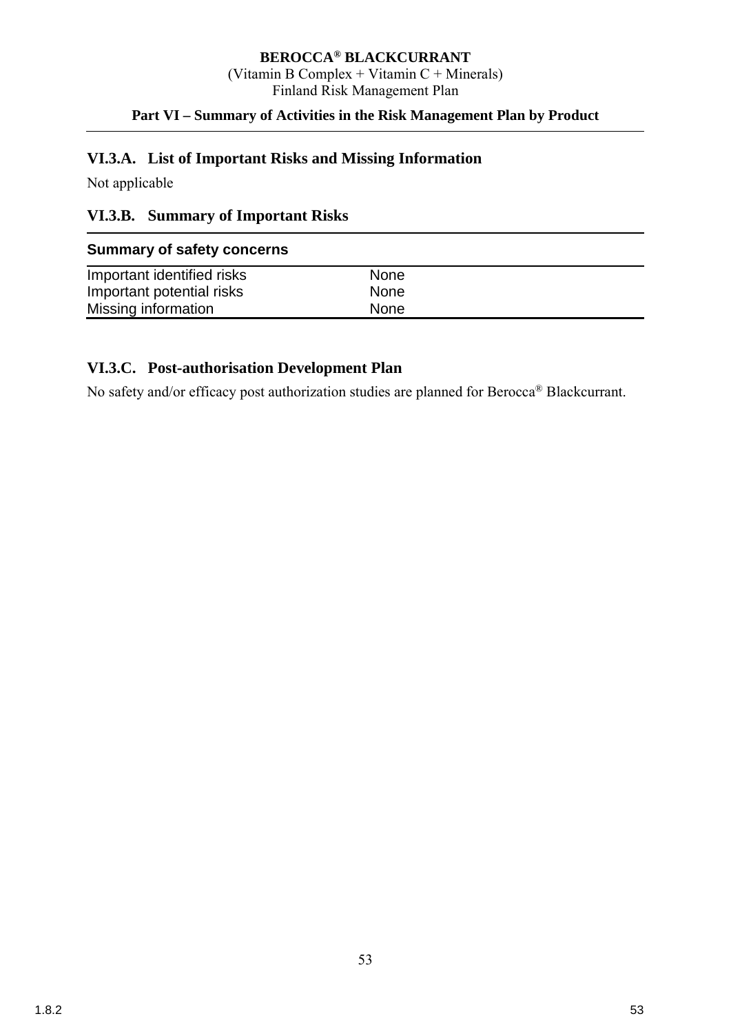### VI.3.A. List of Important Risks and Missing Information

Not applicable

### VI.3.B. Summary of Important Risks

| **Summary of safety concerns** | |
|---|---|
| Important identified risks | None |
| Important potential risks | None |
| Missing information | None |

### VI.3.C. Post-authorisation Development Plan

No safety and/or efficacy post authorization studies are planned for Berocca® Blackcurrant.